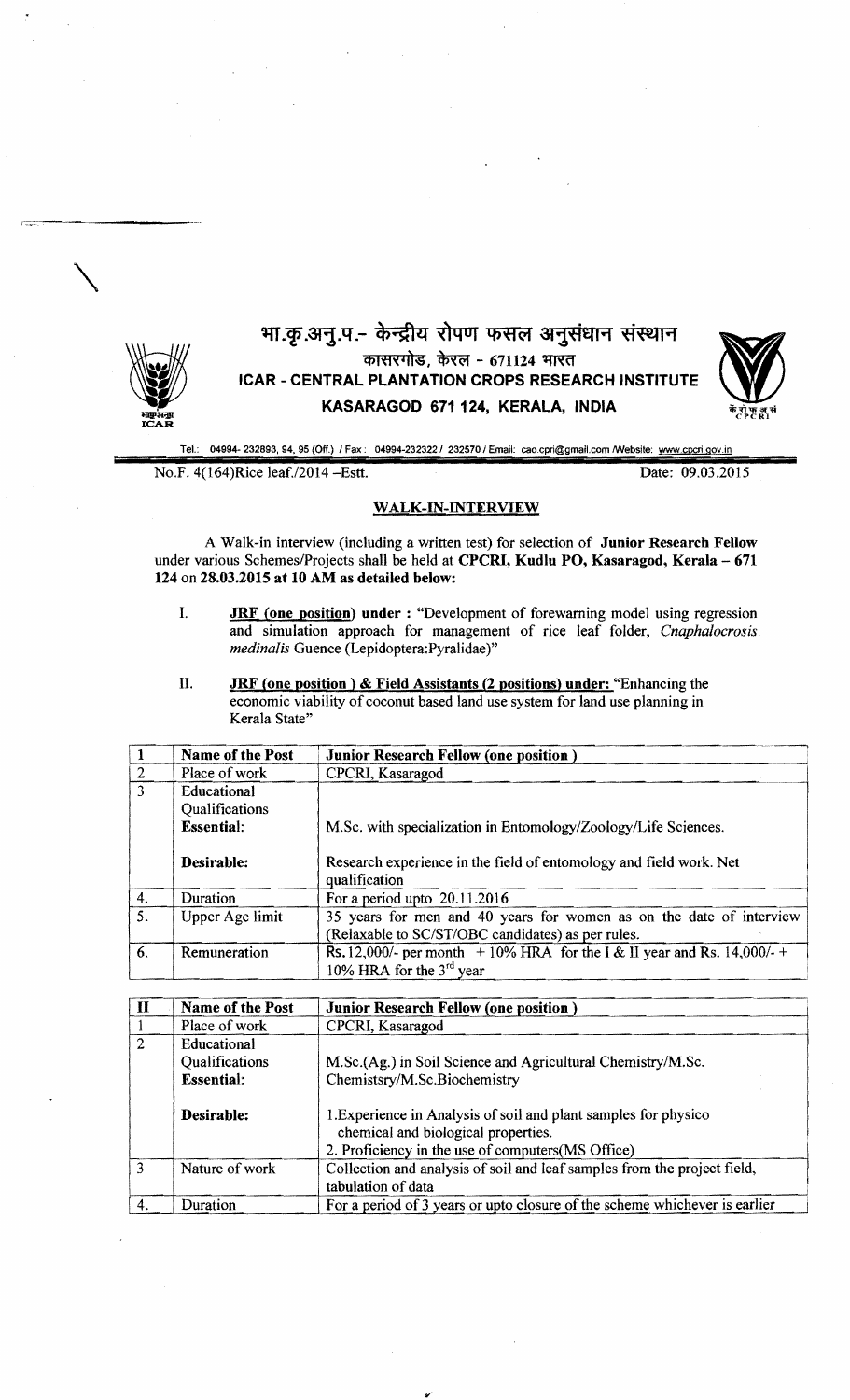भा.कृ.अनु.प.- केन्द्रीय रोपण फसल अनुसंधान संस्थान

कासरगोड, केरल - 671124 भारत

**ICAR - CENTRAL PLANTATION CROPS RESEARCH INSTITUTE**

**KASARAGOD 671 124, KERALA, INDIA**

Tel.: 04994- 232893, 94, 95 (Off.) / Fax: 04994-232322 / 232570 / Email: cao.cpri@gmail.com /Website: www.cpcri.gov.in

No.F. 4(164)Rice leaf./2014 –Estt. Date: 09.03.2015

## WALK-IN-INTERVIEW

A Walk-in interview (including a written test) for selection of **Junior Research Fellow** under various Schemes/Projects shall be held at **CPCRI, Kudlu PO, Kasaragod, Kerala – 671 124** on **28.03.2015 at 10 AM as detailed below:**

I. **JRF (one position) under :** "Development of forewarning model using regression and simulation approach for management of rice leaf folder, *Cnaphalocrosis medinalis* Guence (Lepidoptera:Pyralidae)"

II. **JRF (one position ) & Field Assistants (2 positions) under:** "Enhancing the economic viability of coconut based land use system for land use planning in Kerala State"

| 1 | Name of the Post | Junior Research Fellow (one position ) |
|---|---|---|
| 2 | Place of work | CPCRI, Kasaragod |
| 3 | Educational Qualifications<br>**Essential:**<br><br>**Desirable:** | <br>M.Sc. with specialization in Entomology/Zoology/Life Sciences.<br><br>Research experience in the field of entomology and field work. Net qualification |
| 4. | Duration | For a period upto 20.11.2016 |
| 5. | Upper Age limit | 35 years for men and 40 years for women as on the date of interview (Relaxable to SC/ST/OBC candidates) as per rules. |
| 6. | Remuneration | Rs. 12,000/- per month + 10% HRA for the I & II year and Rs. 14,000/- + 10% HRA for the 3rd year |

| II | Name of the Post | Junior Research Fellow (one position ) |
|---|---|---|
| 1 | Place of work | CPCRI, Kasaragod |
| 2 | Educational Qualifications<br>**Essential:**<br><br>**Desirable:** | M.Sc.(Ag.) in Soil Science and Agricultural Chemistry/M.Sc. Chemistsry/M.Sc.Biochemistry<br><br>1.Experience in Analysis of soil and plant samples for physico chemical and biological properties.<br>2. Proficiency in the use of computers(MS Office) |
| 3 | Nature of work | Collection and analysis of soil and leaf samples from the project field, tabulation of data |
| 4. | Duration | For a period of 3 years or upto closure of the scheme whichever is earlier |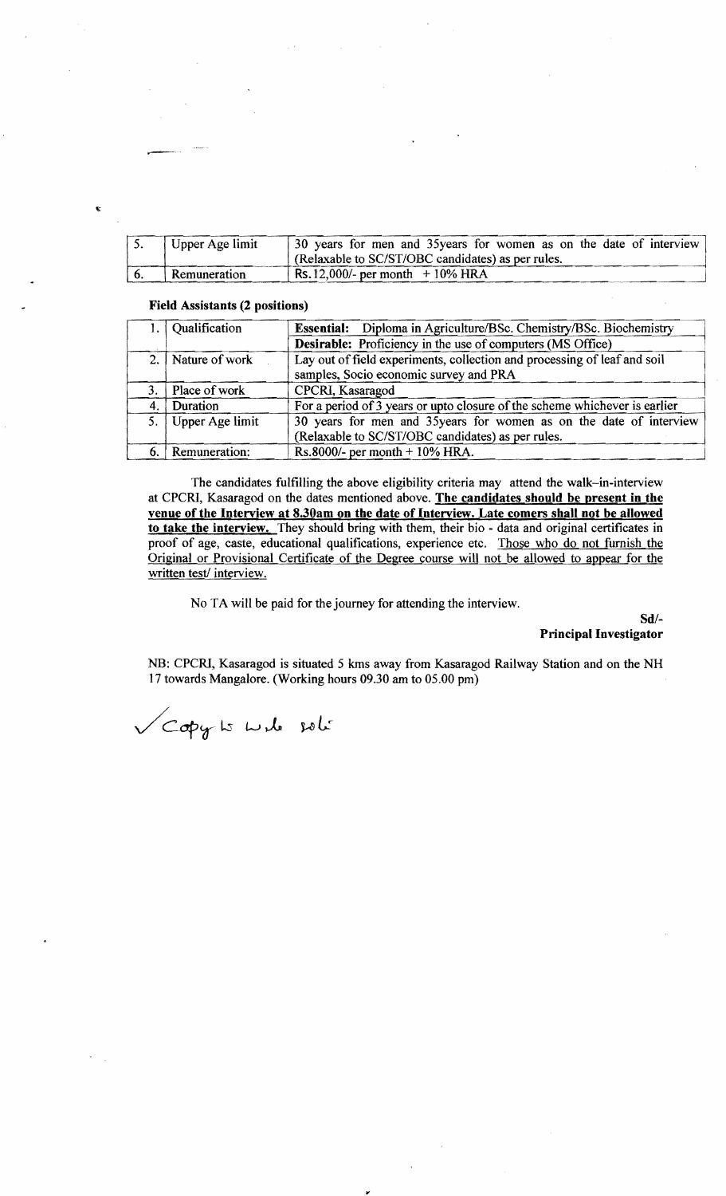| | | |
|---|---|---|
| 5. | Upper Age limit | 30 years for men and 35years for women as on the date of interview (Relaxable to SC/ST/OBC candidates) as per rules. |
| 6. | Remuneration | Rs.12,000/- per month + 10% HRA |

**Field Assistants (2 positions)**

| | | |
|---|---|---|
| 1. | Qualification | **Essential:** Diploma in Agriculture/BSc. Chemistry/BSc. Biochemistry |
| | | **Desirable:** Proficiency in the use of computers (MS Office) |
| 2. | Nature of work | Lay out of field experiments, collection and processing of leaf and soil samples, Socio economic survey and PRA |
| 3. | Place of work | CPCRI, Kasaragod |
| 4. | Duration | For a period of 3 years or upto closure of the scheme whichever is earlier |
| 5. | Upper Age limit | 30 years for men and 35years for women as on the date of interview (Relaxable to SC/ST/OBC candidates) as per rules. |
| 6. | Remuneration: | Rs.8000/- per month + 10% HRA. |

The candidates fulfilling the above eligibility criteria may attend the walk–in-interview at CPCRI, Kasaragod on the dates mentioned above. **The candidates should be present in the venue of the Interview at 8.30am on the date of Interview. Late comers shall not be allowed to take the interview.** They should bring with them, their bio - data and original certificates in proof of age, caste, educational qualifications, experience etc. Those who do not furnish the Original or Provisional Certificate of the Degree course will not be allowed to appear for the written test/ interview.

No TA will be paid for the journey for attending the interview.

**Sd/-**
**Principal Investigator**

NB: CPCRI, Kasaragod is situated 5 kms away from Kasaragod Railway Station and on the NH 17 towards Mangalore. (Working hours 09.30 am to 05.00 pm)

✓ Copy to web site